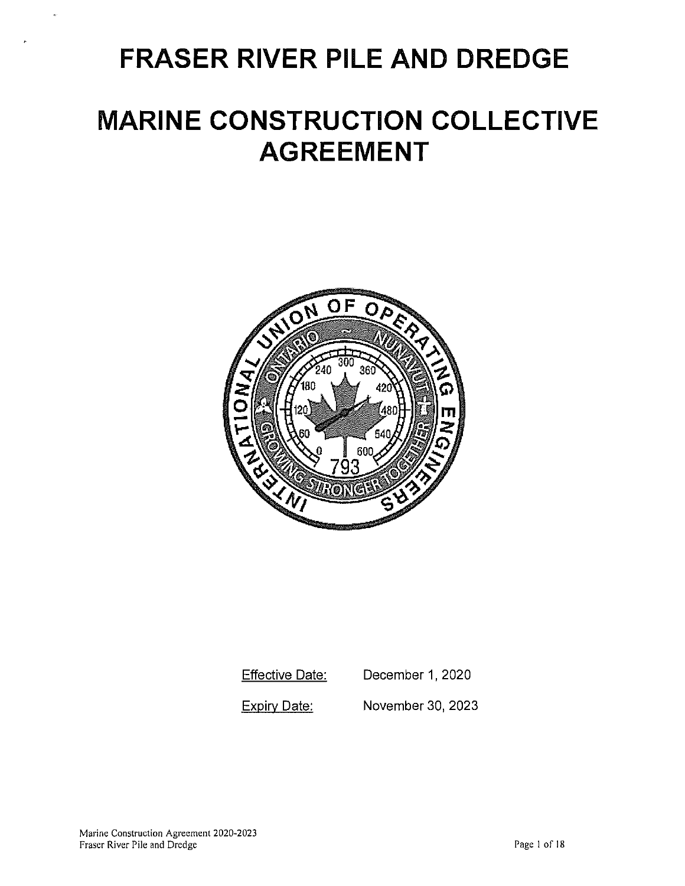# FRASER RIVER PILE AND DREDGE

# MARINE CONSTRUCTION COLLECTIVE AGREEMENT

Effective Date: December 1, 2020

Expiry Date: November 30, 2023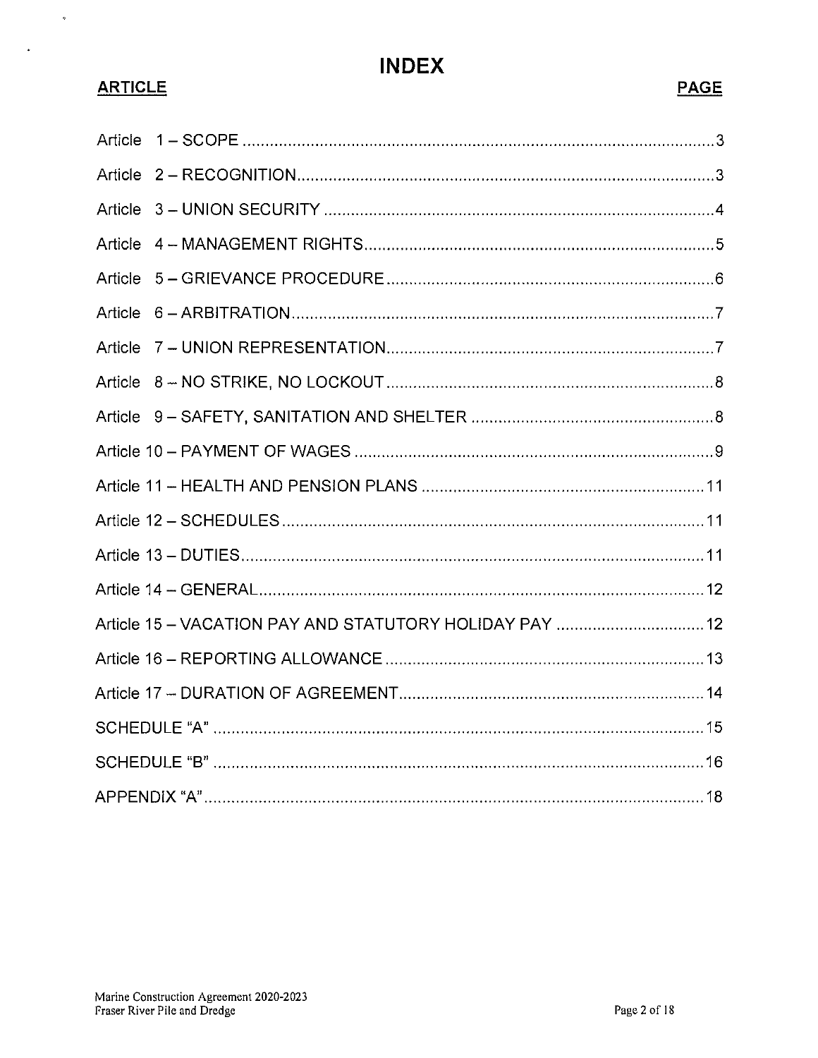# INDEX

| ARTICLE | PAGE |
| --- | --- |
| Article 1 – SCOPE | 3 |
| Article 2 – RECOGNITION | 3 |
| Article 3 – UNION SECURITY | 4 |
| Article 4 – MANAGEMENT RIGHTS | 5 |
| Article 5 – GRIEVANCE PROCEDURE | 6 |
| Article 6 – ARBITRATION | 7 |
| Article 7 – UNION REPRESENTATION | 7 |
| Article 8 – NO STRIKE, NO LOCKOUT | 8 |
| Article 9 – SAFETY, SANITATION AND SHELTER | 8 |
| Article 10 – PAYMENT OF WAGES | 9 |
| Article 11 – HEALTH AND PENSION PLANS | 11 |
| Article 12 – SCHEDULES | 11 |
| Article 13 – DUTIES | 11 |
| Article 14 – GENERAL | 12 |
| Article 15 – VACATION PAY AND STATUTORY HOLIDAY PAY | 12 |
| Article 16 – REPORTING ALLOWANCE | 13 |
| Article 17 – DURATION OF AGREEMENT | 14 |
| SCHEDULE "A" | 15 |
| SCHEDULE "B" | 16 |
| APPENDIX "A" | 18 |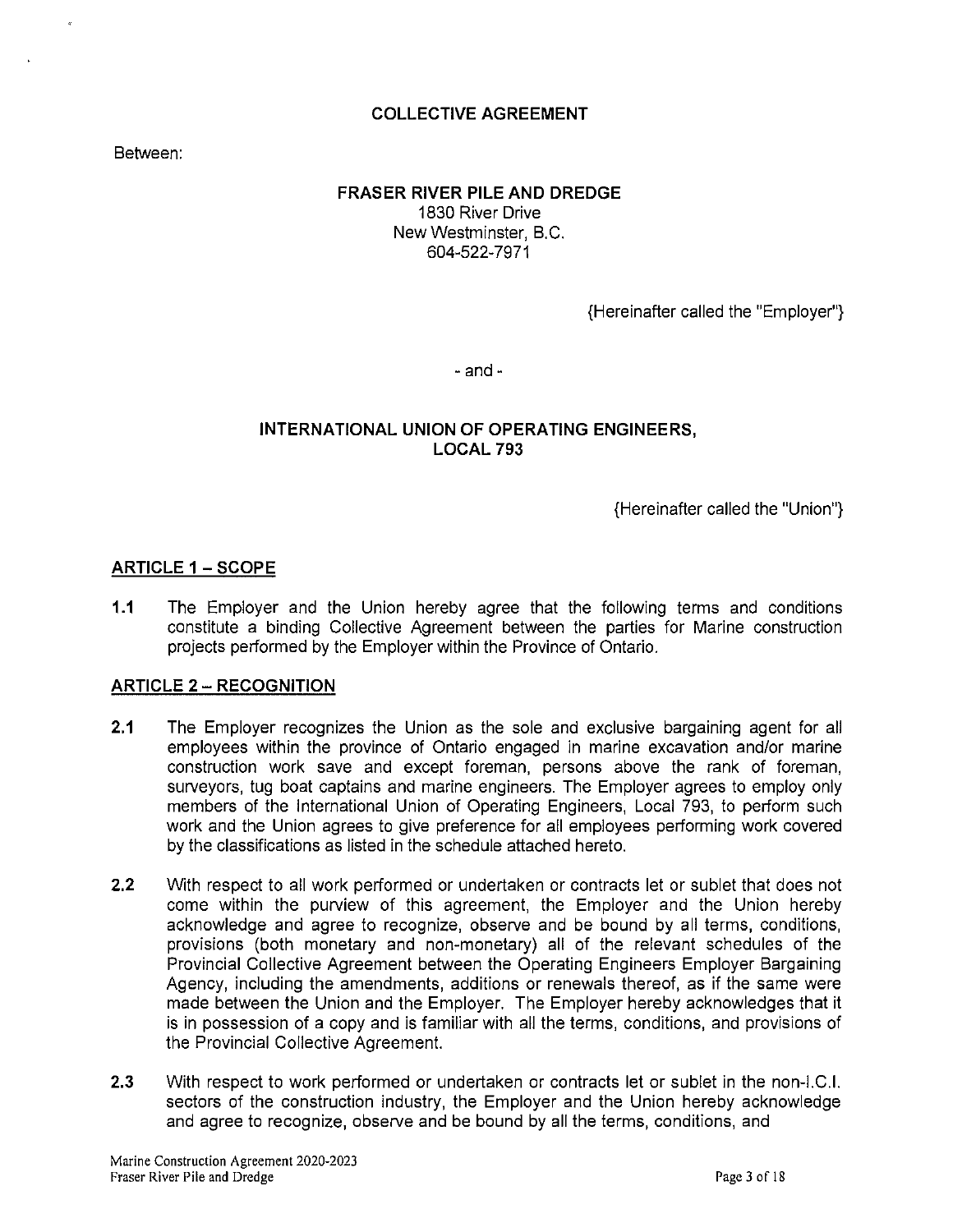# COLLECTIVE AGREEMENT

Between:

**FRASER RIVER PILE AND DREDGE**
1830 River Drive
New Westminster, B.C.
604-522-7971

{Hereinafter called the "Employer"}

- and -

**INTERNATIONAL UNION OF OPERATING ENGINEERS, LOCAL 793**

{Hereinafter called the "Union"}

## ARTICLE 1 – SCOPE

**1.1** The Employer and the Union hereby agree that the following terms and conditions constitute a binding Collective Agreement between the parties for Marine construction projects performed by the Employer within the Province of Ontario.

## ARTICLE 2 – RECOGNITION

**2.1** The Employer recognizes the Union as the sole and exclusive bargaining agent for all employees within the province of Ontario engaged in marine excavation and/or marine construction work save and except foreman, persons above the rank of foreman, surveyors, tug boat captains and marine engineers. The Employer agrees to employ only members of the International Union of Operating Engineers, Local 793, to perform such work and the Union agrees to give preference for all employees performing work covered by the classifications as listed in the schedule attached hereto.

**2.2** With respect to all work performed or undertaken or contracts let or sublet that does not come within the purview of this agreement, the Employer and the Union hereby acknowledge and agree to recognize, observe and be bound by all terms, conditions, provisions (both monetary and non-monetary) all of the relevant schedules of the Provincial Collective Agreement between the Operating Engineers Employer Bargaining Agency, including the amendments, additions or renewals thereof, as if the same were made between the Union and the Employer. The Employer hereby acknowledges that it is in possession of a copy and is familiar with all the terms, conditions, and provisions of the Provincial Collective Agreement.

**2.3** With respect to work performed or undertaken or contracts let or sublet in the non-I.C.I. sectors of the construction industry, the Employer and the Union hereby acknowledge and agree to recognize, observe and be bound by all the terms, conditions, and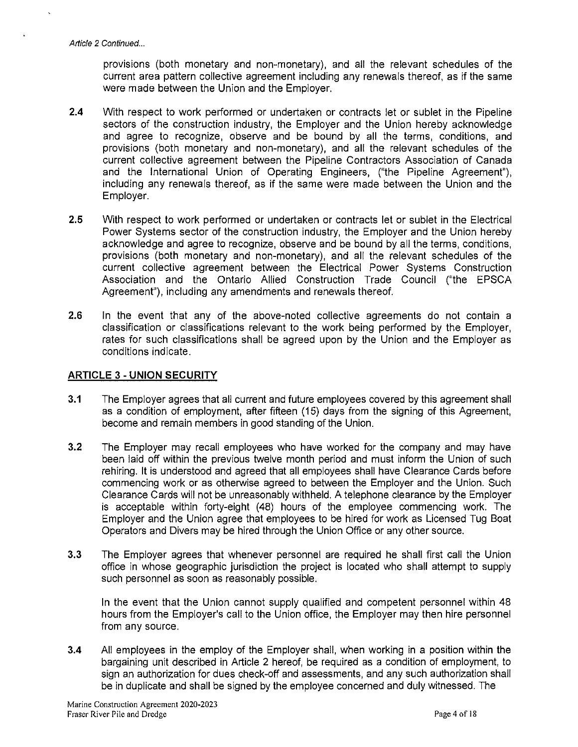*Article 2 Continued...*

provisions (both monetary and non-monetary), and all the relevant schedules of the current area pattern collective agreement including any renewals thereof, as if the same were made between the Union and the Employer.

**2.4** With respect to work performed or undertaken or contracts let or sublet in the Pipeline sectors of the construction industry, the Employer and the Union hereby acknowledge and agree to recognize, observe and be bound by all the terms, conditions, and provisions (both monetary and non-monetary), and all the relevant schedules of the current collective agreement between the Pipeline Contractors Association of Canada and the International Union of Operating Engineers, ("the Pipeline Agreement"), including any renewals thereof, as if the same were made between the Union and the Employer.

**2.5** With respect to work performed or undertaken or contracts let or sublet in the Electrical Power Systems sector of the construction industry, the Employer and the Union hereby acknowledge and agree to recognize, observe and be bound by all the terms, conditions, provisions (both monetary and non-monetary), and all the relevant schedules of the current collective agreement between the Electrical Power Systems Construction Association and the Ontario Allied Construction Trade Council ("the EPSCA Agreement"), including any amendments and renewals thereof.

**2.6** In the event that any of the above-noted collective agreements do not contain a classification or classifications relevant to the work being performed by the Employer, rates for such classifications shall be agreed upon by the Union and the Employer as conditions indicate.

## ARTICLE 3 - UNION SECURITY

**3.1** The Employer agrees that all current and future employees covered by this agreement shall as a condition of employment, after fifteen (15) days from the signing of this Agreement, become and remain members in good standing of the Union.

**3.2** The Employer may recall employees who have worked for the company and may have been laid off within the previous twelve month period and must inform the Union of such rehiring. It is understood and agreed that all employees shall have Clearance Cards before commencing work or as otherwise agreed to between the Employer and the Union. Such Clearance Cards will not be unreasonably withheld. A telephone clearance by the Employer is acceptable within forty-eight (48) hours of the employee commencing work. The Employer and the Union agree that employees to be hired for work as Licensed Tug Boat Operators and Divers may be hired through the Union Office or any other source.

**3.3** The Employer agrees that whenever personnel are required he shall first call the Union office in whose geographic jurisdiction the project is located who shall attempt to supply such personnel as soon as reasonably possible.

In the event that the Union cannot supply qualified and competent personnel within 48 hours from the Employer's call to the Union office, the Employer may then hire personnel from any source.

**3.4** All employees in the employ of the Employer shall, when working in a position within the bargaining unit described in Article 2 hereof, be required as a condition of employment, to sign an authorization for dues check-off and assessments, and any such authorization shall be in duplicate and shall be signed by the employee concerned and duly witnessed. The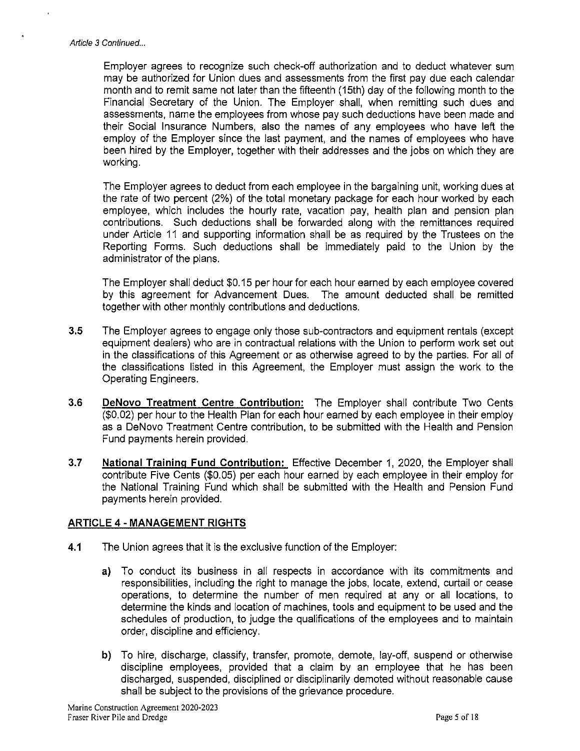*Article 3 Continued...*

Employer agrees to recognize such check-off authorization and to deduct whatever sum may be authorized for Union dues and assessments from the first pay due each calendar month and to remit same not later than the fifteenth (15th) day of the following month to the Financial Secretary of the Union. The Employer shall, when remitting such dues and assessments, name the employees from whose pay such deductions have been made and their Social Insurance Numbers, also the names of any employees who have left the employ of the Employer since the last payment, and the names of employees who have been hired by the Employer, together with their addresses and the jobs on which they are working.

The Employer agrees to deduct from each employee in the bargaining unit, working dues at the rate of two percent (2%) of the total monetary package for each hour worked by each employee, which includes the hourly rate, vacation pay, health plan and pension plan contributions. Such deductions shall be forwarded along with the remittances required under Article 11 and supporting information shall be as required by the Trustees on the Reporting Forms. Such deductions shall be immediately paid to the Union by the administrator of the plans.

The Employer shall deduct $0.15 per hour for each hour earned by each employee covered by this agreement for Advancement Dues. The amount deducted shall be remitted together with other monthly contributions and deductions.

**3.5** The Employer agrees to engage only those sub-contractors and equipment rentals (except equipment dealers) who are in contractual relations with the Union to perform work set out in the classifications of this Agreement or as otherwise agreed to by the parties. For all of the classifications listed in this Agreement, the Employer must assign the work to the Operating Engineers.

**3.6** **DeNovo Treatment Centre Contribution:** The Employer shall contribute Two Cents ($0.02) per hour to the Health Plan for each hour earned by each employee in their employ as a DeNovo Treatment Centre contribution, to be submitted with the Health and Pension Fund payments herein provided.

**3.7** **National Training Fund Contribution:** Effective December 1, 2020, the Employer shall contribute Five Cents ($0.05) per each hour earned by each employee in their employ for the National Training Fund which shall be submitted with the Health and Pension Fund payments herein provided.

## ARTICLE 4 - MANAGEMENT RIGHTS

**4.1** The Union agrees that it is the exclusive function of the Employer:

**a)** To conduct its business in all respects in accordance with its commitments and responsibilities, including the right to manage the jobs, locate, extend, curtail or cease operations, to determine the number of men required at any or all locations, to determine the kinds and location of machines, tools and equipment to be used and the schedules of production, to judge the qualifications of the employees and to maintain order, discipline and efficiency.

**b)** To hire, discharge, classify, transfer, promote, demote, lay-off, suspend or otherwise discipline employees, provided that a claim by an employee that he has been discharged, suspended, disciplined or disciplinarily demoted without reasonable cause shall be subject to the provisions of the grievance procedure.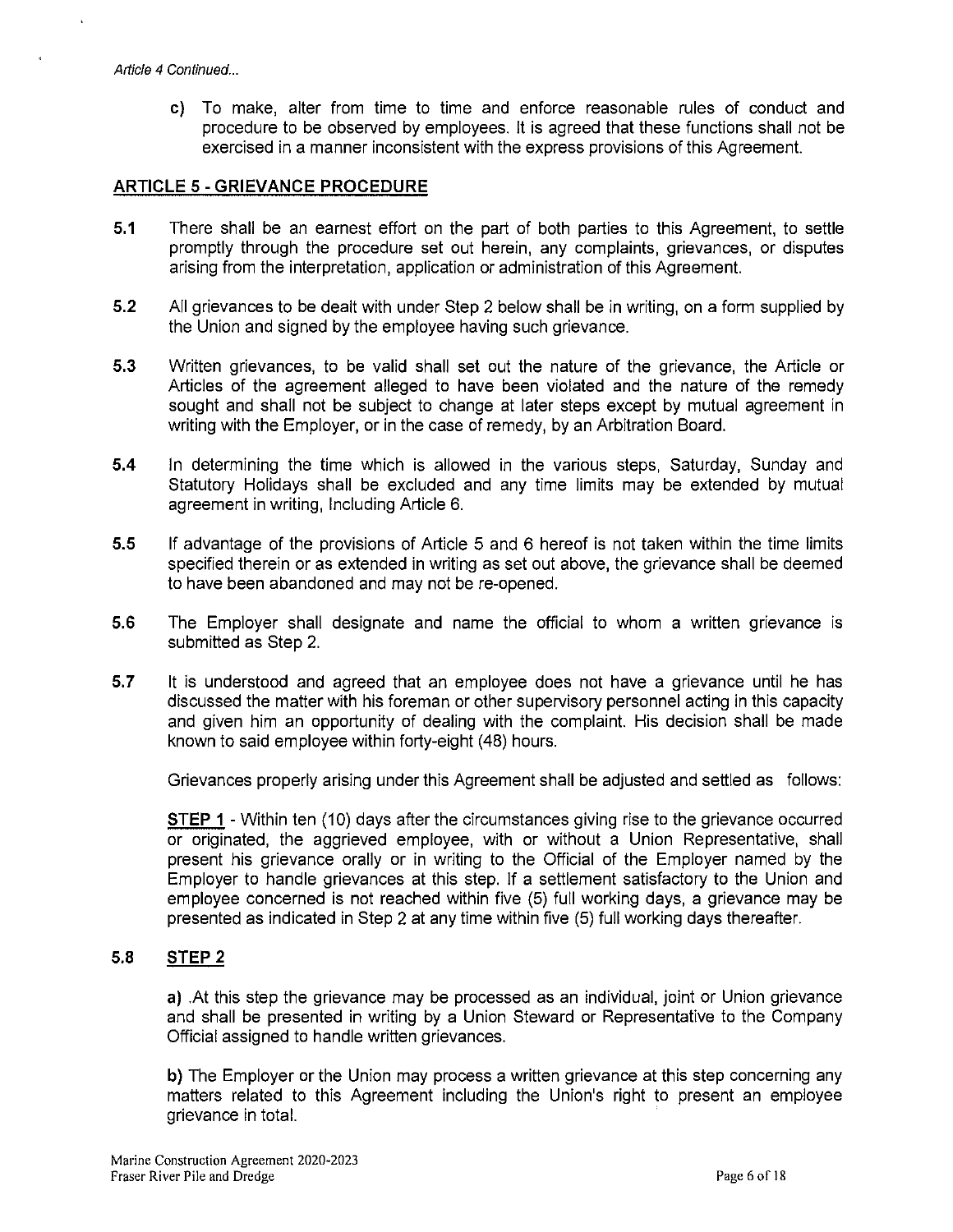*Article 4 Continued...*

c) To make, alter from time to time and enforce reasonable rules of conduct and procedure to be observed by employees. It is agreed that these functions shall not be exercised in a manner inconsistent with the express provisions of this Agreement.

## ARTICLE 5 - GRIEVANCE PROCEDURE

**5.1** There shall be an earnest effort on the part of both parties to this Agreement, to settle promptly through the procedure set out herein, any complaints, grievances, or disputes arising from the interpretation, application or administration of this Agreement.

**5.2** All grievances to be dealt with under Step 2 below shall be in writing, on a form supplied by the Union and signed by the employee having such grievance.

**5.3** Written grievances, to be valid shall set out the nature of the grievance, the Article or Articles of the agreement alleged to have been violated and the nature of the remedy sought and shall not be subject to change at later steps except by mutual agreement in writing with the Employer, or in the case of remedy, by an Arbitration Board.

**5.4** In determining the time which is allowed in the various steps, Saturday, Sunday and Statutory Holidays shall be excluded and any time limits may be extended by mutual agreement in writing, Including Article 6.

**5.5** If advantage of the provisions of Article 5 and 6 hereof is not taken within the time limits specified therein or as extended in writing as set out above, the grievance shall be deemed to have been abandoned and may not be re-opened.

**5.6** The Employer shall designate and name the official to whom a written grievance is submitted as Step 2.

**5.7** It is understood and agreed that an employee does not have a grievance until he has discussed the matter with his foreman or other supervisory personnel acting in this capacity and given him an opportunity of dealing with the complaint. His decision shall be made known to said employee within forty-eight (48) hours.

Grievances properly arising under this Agreement shall be adjusted and settled as follows:

**STEP 1** - Within ten (10) days after the circumstances giving rise to the grievance occurred or originated, the aggrieved employee, with or without a Union Representative, shall present his grievance orally or in writing to the Official of the Employer named by the Employer to handle grievances at this step. If a settlement satisfactory to the Union and employee concerned is not reached within five (5) full working days, a grievance may be presented as indicated in Step 2 at any time within five (5) full working days thereafter.

**5.8 STEP 2**

**a)** .At this step the grievance may be processed as an individual, joint or Union grievance and shall be presented in writing by a Union Steward or Representative to the Company Official assigned to handle written grievances.

**b)** The Employer or the Union may process a written grievance at this step concerning any matters related to this Agreement including the Union's right to present an employee grievance in total.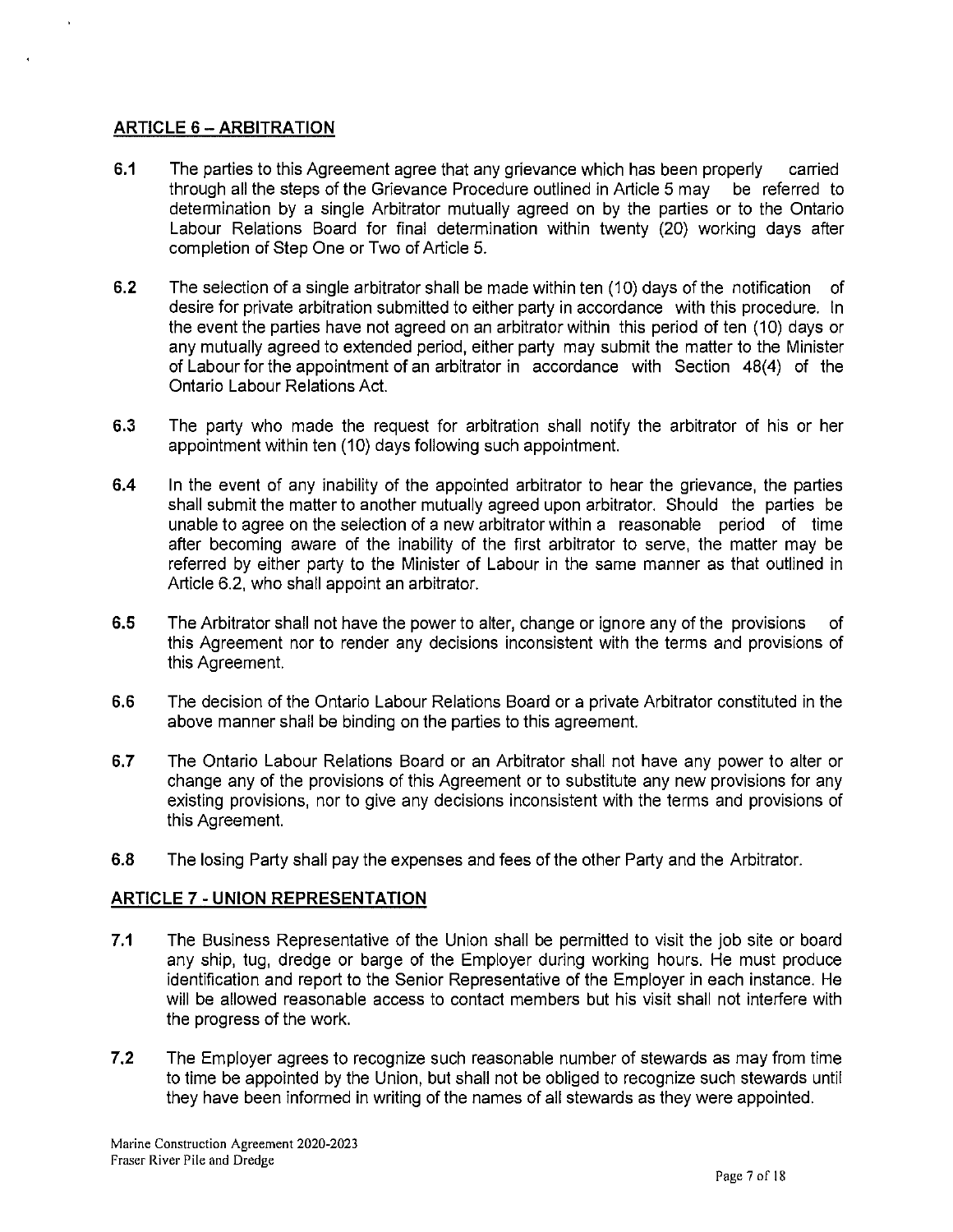## ARTICLE 6 – ARBITRATION

**6.1** The parties to this Agreement agree that any grievance which has been properly carried through all the steps of the Grievance Procedure outlined in Article 5 may be referred to determination by a single Arbitrator mutually agreed on by the parties or to the Ontario Labour Relations Board for final determination within twenty (20) working days after completion of Step One or Two of Article 5.

**6.2** The selection of a single arbitrator shall be made within ten (10) days of the notification of desire for private arbitration submitted to either party in accordance with this procedure. In the event the parties have not agreed on an arbitrator within this period of ten (10) days or any mutually agreed to extended period, either party may submit the matter to the Minister of Labour for the appointment of an arbitrator in accordance with Section 48(4) of the Ontario Labour Relations Act.

**6.3** The party who made the request for arbitration shall notify the arbitrator of his or her appointment within ten (10) days following such appointment.

**6.4** In the event of any inability of the appointed arbitrator to hear the grievance, the parties shall submit the matter to another mutually agreed upon arbitrator. Should the parties be unable to agree on the selection of a new arbitrator within a reasonable period of time after becoming aware of the inability of the first arbitrator to serve, the matter may be referred by either party to the Minister of Labour in the same manner as that outlined in Article 6.2, who shall appoint an arbitrator.

**6.5** The Arbitrator shall not have the power to alter, change or ignore any of the provisions of this Agreement nor to render any decisions inconsistent with the terms and provisions of this Agreement.

**6.6** The decision of the Ontario Labour Relations Board or a private Arbitrator constituted in the above manner shall be binding on the parties to this agreement.

**6.7** The Ontario Labour Relations Board or an Arbitrator shall not have any power to alter or change any of the provisions of this Agreement or to substitute any new provisions for any existing provisions, nor to give any decisions inconsistent with the terms and provisions of this Agreement.

**6.8** The losing Party shall pay the expenses and fees of the other Party and the Arbitrator.

## ARTICLE 7 - UNION REPRESENTATION

**7.1** The Business Representative of the Union shall be permitted to visit the job site or board any ship, tug, dredge or barge of the Employer during working hours. He must produce identification and report to the Senior Representative of the Employer in each instance. He will be allowed reasonable access to contact members but his visit shall not interfere with the progress of the work.

**7.2** The Employer agrees to recognize such reasonable number of stewards as may from time to time be appointed by the Union, but shall not be obliged to recognize such stewards until they have been informed in writing of the names of all stewards as they were appointed.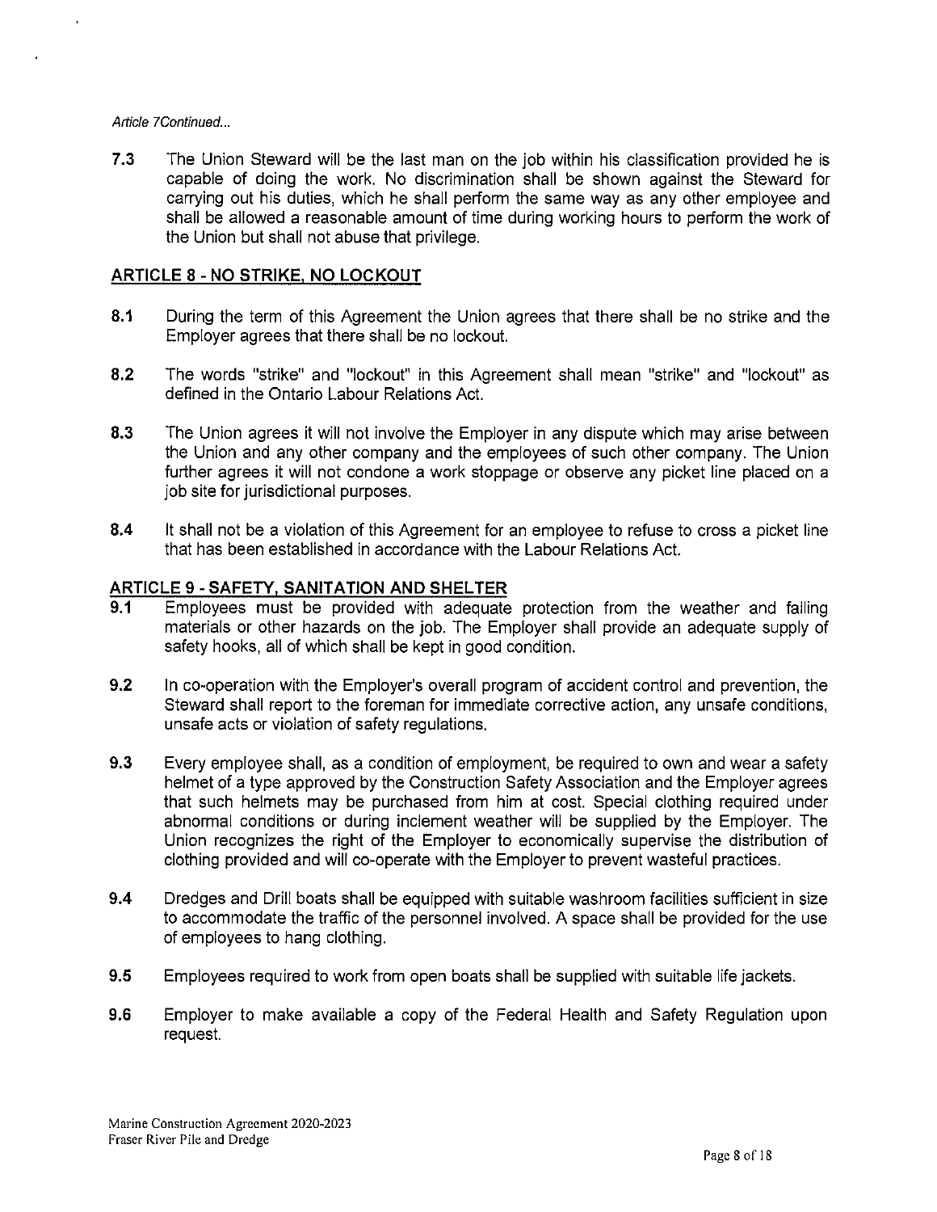*Article 7Continued...*

**7.3** The Union Steward will be the last man on the job within his classification provided he is capable of doing the work. No discrimination shall be shown against the Steward for carrying out his duties, which he shall perform the same way as any other employee and shall be allowed a reasonable amount of time during working hours to perform the work of the Union but shall not abuse that privilege.

## ARTICLE 8 - NO STRIKE, NO LOCKOUT

**8.1** During the term of this Agreement the Union agrees that there shall be no strike and the Employer agrees that there shall be no lockout.

**8.2** The words "strike" and "lockout" in this Agreement shall mean "strike" and "lockout" as defined in the Ontario Labour Relations Act.

**8.3** The Union agrees it will not involve the Employer in any dispute which may arise between the Union and any other company and the employees of such other company. The Union further agrees it will not condone a work stoppage or observe any picket line placed on a job site for jurisdictional purposes.

**8.4** It shall not be a violation of this Agreement for an employee to refuse to cross a picket line that has been established in accordance with the Labour Relations Act.

## ARTICLE 9 - SAFETY, SANITATION AND SHELTER

**9.1** Employees must be provided with adequate protection from the weather and falling materials or other hazards on the job. The Employer shall provide an adequate supply of safety hooks, all of which shall be kept in good condition.

**9.2** In co-operation with the Employer's overall program of accident control and prevention, the Steward shall report to the foreman for immediate corrective action, any unsafe conditions, unsafe acts or violation of safety regulations.

**9.3** Every employee shall, as a condition of employment, be required to own and wear a safety helmet of a type approved by the Construction Safety Association and the Employer agrees that such helmets may be purchased from him at cost. Special clothing required under abnormal conditions or during inclement weather will be supplied by the Employer. The Union recognizes the right of the Employer to economically supervise the distribution of clothing provided and will co-operate with the Employer to prevent wasteful practices.

**9.4** Dredges and Drill boats shall be equipped with suitable washroom facilities sufficient in size to accommodate the traffic of the personnel involved. A space shall be provided for the use of employees to hang clothing.

**9.5** Employees required to work from open boats shall be supplied with suitable life jackets.

**9.6** Employer to make available a copy of the Federal Health and Safety Regulation upon request.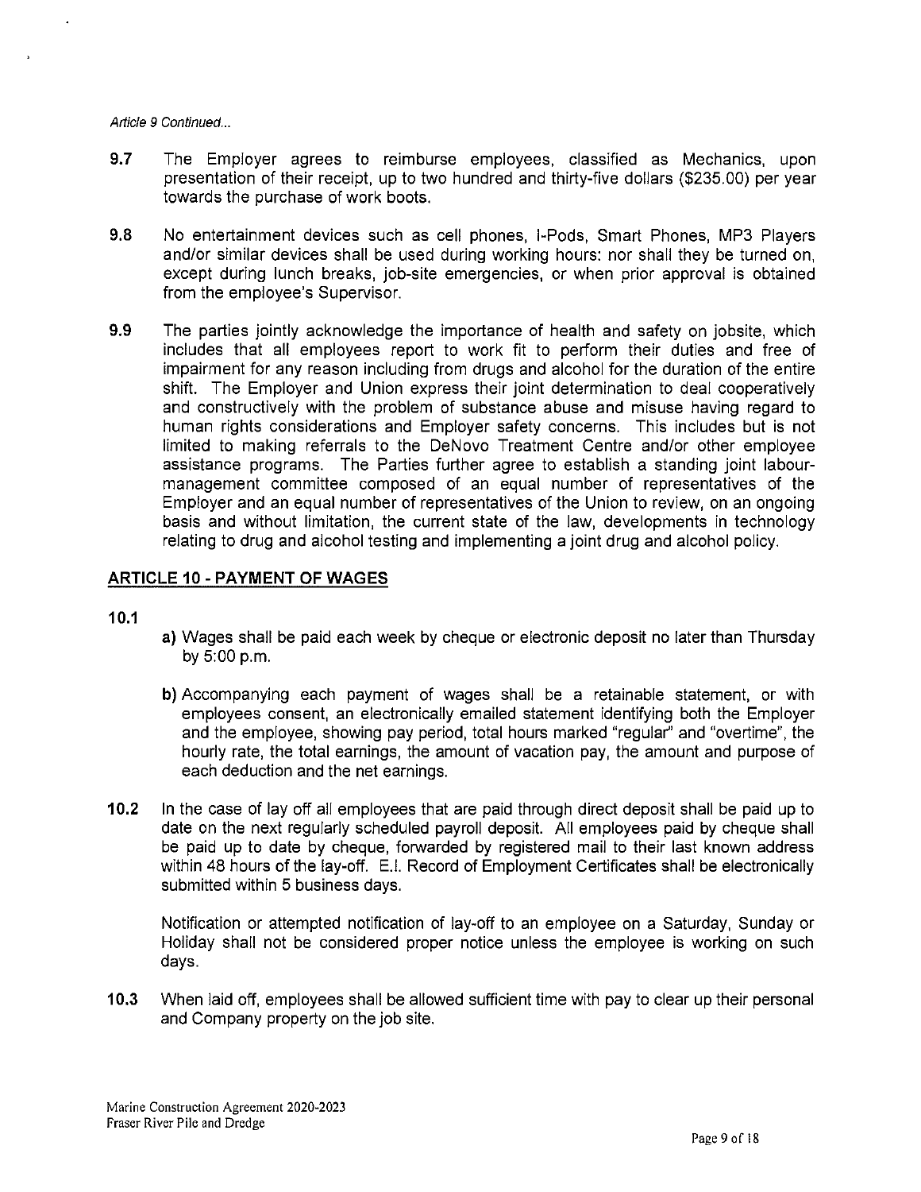*Article 9 Continued...*

**9.7** The Employer agrees to reimburse employees, classified as Mechanics, upon presentation of their receipt, up to two hundred and thirty-five dollars ($235.00) per year towards the purchase of work boots.

**9.8** No entertainment devices such as cell phones, I-Pods, Smart Phones, MP3 Players and/or similar devices shall be used during working hours: nor shall they be turned on, except during lunch breaks, job-site emergencies, or when prior approval is obtained from the employee's Supervisor.

**9.9** The parties jointly acknowledge the importance of health and safety on jobsite, which includes that all employees report to work fit to perform their duties and free of impairment for any reason including from drugs and alcohol for the duration of the entire shift. The Employer and Union express their joint determination to deal cooperatively and constructively with the problem of substance abuse and misuse having regard to human rights considerations and Employer safety concerns. This includes but is not limited to making referrals to the DeNovo Treatment Centre and/or other employee assistance programs. The Parties further agree to establish a standing joint labour-management committee composed of an equal number of representatives of the Employer and an equal number of representatives of the Union to review, on an ongoing basis and without limitation, the current state of the law, developments in technology relating to drug and alcohol testing and implementing a joint drug and alcohol policy.

## ARTICLE 10 - PAYMENT OF WAGES

**10.1**

**a)** Wages shall be paid each week by cheque or electronic deposit no later than Thursday by 5:00 p.m.

**b)** Accompanying each payment of wages shall be a retainable statement, or with employees consent, an electronically emailed statement identifying both the Employer and the employee, showing pay period, total hours marked "regular" and "overtime", the hourly rate, the total earnings, the amount of vacation pay, the amount and purpose of each deduction and the net earnings.

**10.2** In the case of lay off all employees that are paid through direct deposit shall be paid up to date on the next regularly scheduled payroll deposit. All employees paid by cheque shall be paid up to date by cheque, forwarded by registered mail to their last known address within 48 hours of the lay-off. E.I. Record of Employment Certificates shall be electronically submitted within 5 business days.

Notification or attempted notification of lay-off to an employee on a Saturday, Sunday or Holiday shall not be considered proper notice unless the employee is working on such days.

**10.3** When laid off, employees shall be allowed sufficient time with pay to clear up their personal and Company property on the job site.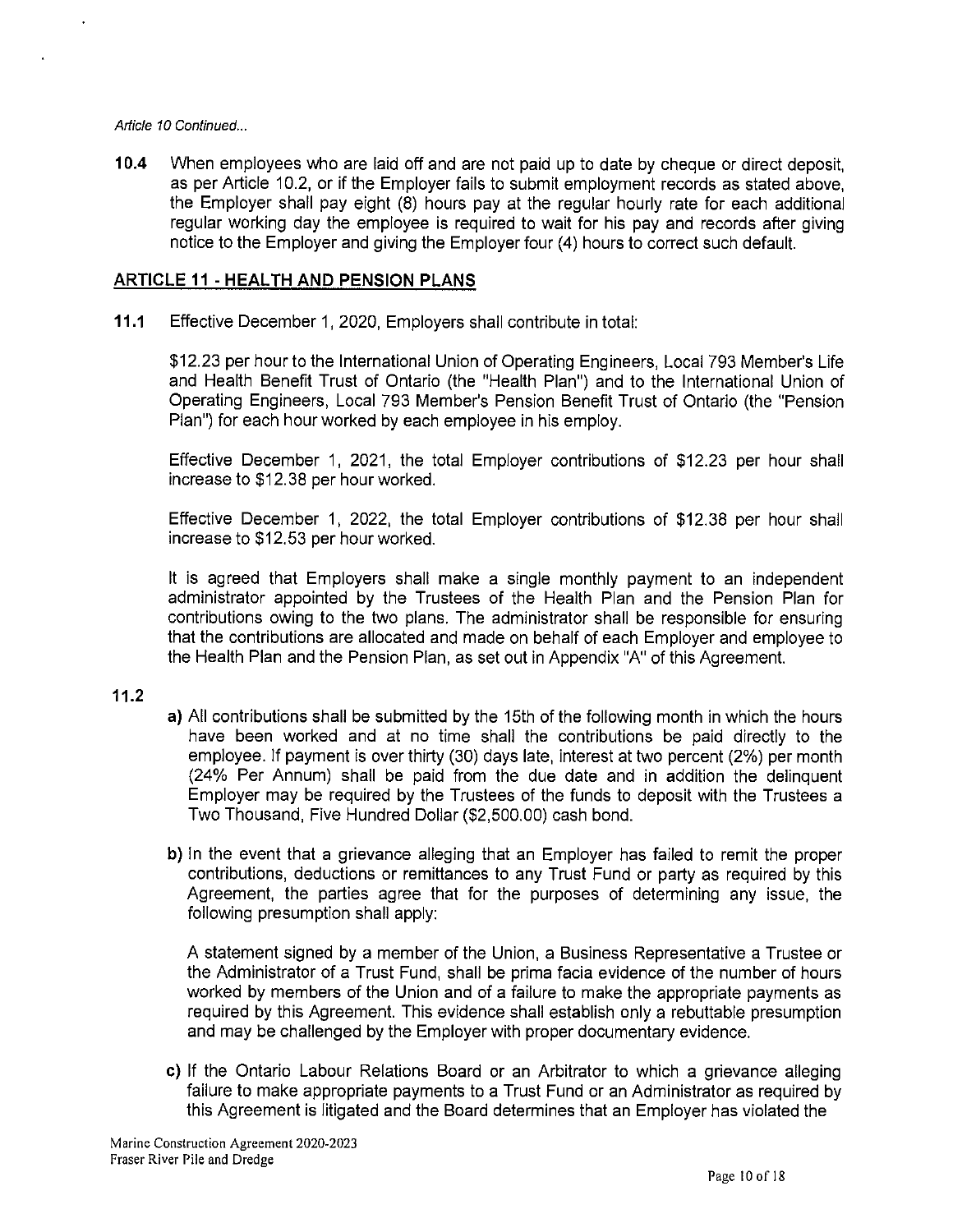*Article 10 Continued...*

**10.4** When employees who are laid off and are not paid up to date by cheque or direct deposit, as per Article 10.2, or if the Employer fails to submit employment records as stated above, the Employer shall pay eight (8) hours pay at the regular hourly rate for each additional regular working day the employee is required to wait for his pay and records after giving notice to the Employer and giving the Employer four (4) hours to correct such default.

## ARTICLE 11 - HEALTH AND PENSION PLANS

**11.1** Effective December 1, 2020, Employers shall contribute in total:

$12.23 per hour to the International Union of Operating Engineers, Local 793 Member's Life and Health Benefit Trust of Ontario (the "Health Plan") and to the International Union of Operating Engineers, Local 793 Member's Pension Benefit Trust of Ontario (the "Pension Plan") for each hour worked by each employee in his employ.

Effective December 1, 2021, the total Employer contributions of $12.23 per hour shall increase to $12.38 per hour worked.

Effective December 1, 2022, the total Employer contributions of $12.38 per hour shall increase to $12.53 per hour worked.

It is agreed that Employers shall make a single monthly payment to an independent administrator appointed by the Trustees of the Health Plan and the Pension Plan for contributions owing to the two plans. The administrator shall be responsible for ensuring that the contributions are allocated and made on behalf of each Employer and employee to the Health Plan and the Pension Plan, as set out in Appendix "A" of this Agreement.

**11.2**

**a)** All contributions shall be submitted by the 15th of the following month in which the hours have been worked and at no time shall the contributions be paid directly to the employee. If payment is over thirty (30) days late, interest at two percent (2%) per month (24% Per Annum) shall be paid from the due date and in addition the delinquent Employer may be required by the Trustees of the funds to deposit with the Trustees a Two Thousand, Five Hundred Dollar ($2,500.00) cash bond.

**b)** In the event that a grievance alleging that an Employer has failed to remit the proper contributions, deductions or remittances to any Trust Fund or party as required by this Agreement, the parties agree that for the purposes of determining any issue, the following presumption shall apply:

A statement signed by a member of the Union, a Business Representative a Trustee or the Administrator of a Trust Fund, shall be prima facia evidence of the number of hours worked by members of the Union and of a failure to make the appropriate payments as required by this Agreement. This evidence shall establish only a rebuttable presumption and may be challenged by the Employer with proper documentary evidence.

**c)** If the Ontario Labour Relations Board or an Arbitrator to which a grievance alleging failure to make appropriate payments to a Trust Fund or an Administrator as required by this Agreement is litigated and the Board determines that an Employer has violated the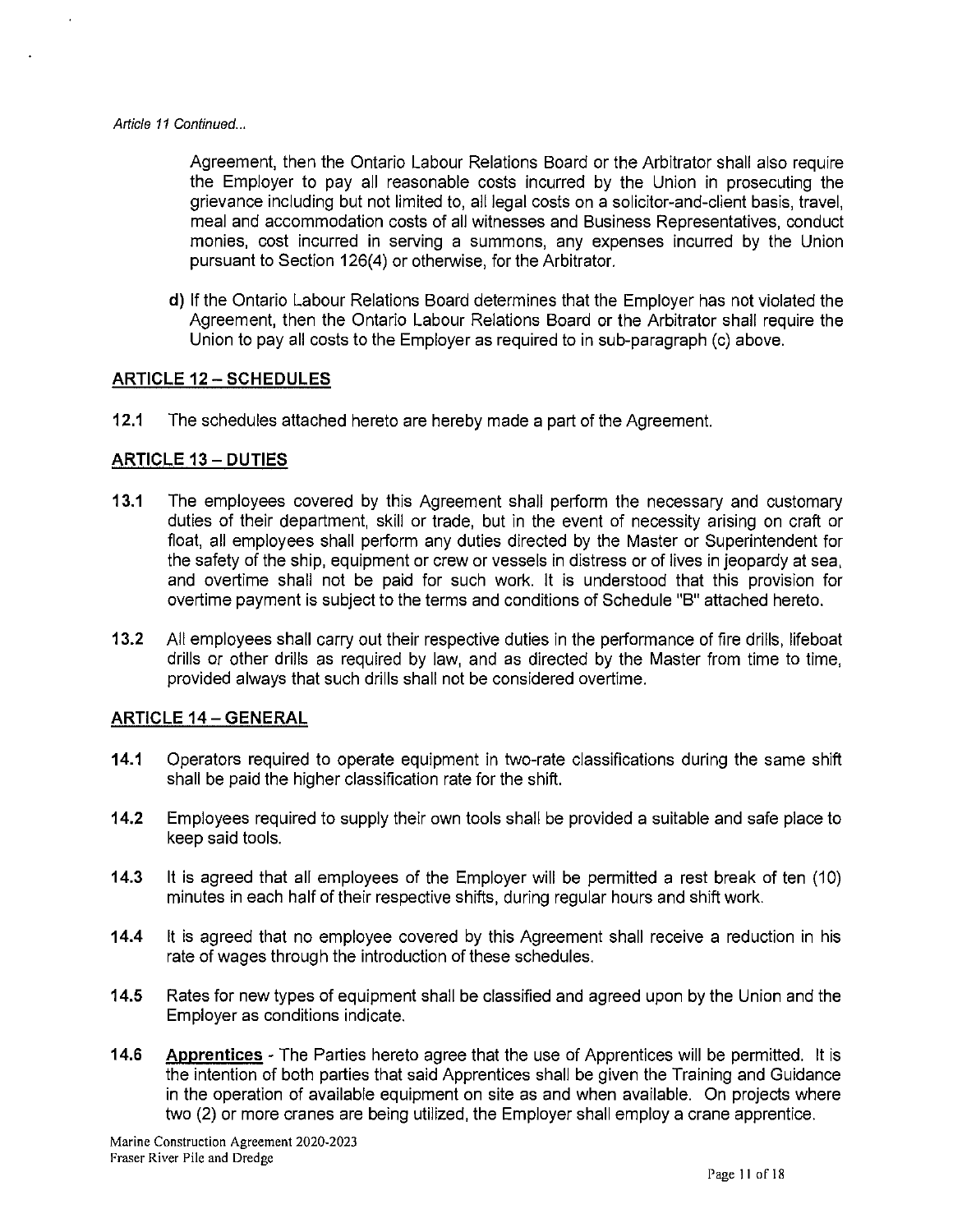*Article 11 Continued...*

Agreement, then the Ontario Labour Relations Board or the Arbitrator shall also require the Employer to pay all reasonable costs incurred by the Union in prosecuting the grievance including but not limited to, all legal costs on a solicitor-and-client basis, travel, meal and accommodation costs of all witnesses and Business Representatives, conduct monies, cost incurred in serving a summons, any expenses incurred by the Union pursuant to Section 126(4) or otherwise, for the Arbitrator.

**d)** If the Ontario Labour Relations Board determines that the Employer has not violated the Agreement, then the Ontario Labour Relations Board or the Arbitrator shall require the Union to pay all costs to the Employer as required to in sub-paragraph (c) above.

## ARTICLE 12 – SCHEDULES

**12.1** The schedules attached hereto are hereby made a part of the Agreement.

## ARTICLE 13 – DUTIES

**13.1** The employees covered by this Agreement shall perform the necessary and customary duties of their department, skill or trade, but in the event of necessity arising on craft or float, all employees shall perform any duties directed by the Master or Superintendent for the safety of the ship, equipment or crew or vessels in distress or of lives in jeopardy at sea, and overtime shall not be paid for such work. It is understood that this provision for overtime payment is subject to the terms and conditions of Schedule "B" attached hereto.

**13.2** All employees shall carry out their respective duties in the performance of fire drills, lifeboat drills or other drills as required by law, and as directed by the Master from time to time, provided always that such drills shall not be considered overtime.

## ARTICLE 14 – GENERAL

**14.1** Operators required to operate equipment in two-rate classifications during the same shift shall be paid the higher classification rate for the shift.

**14.2** Employees required to supply their own tools shall be provided a suitable and safe place to keep said tools.

**14.3** It is agreed that all employees of the Employer will be permitted a rest break of ten (10) minutes in each half of their respective shifts, during regular hours and shift work.

**14.4** It is agreed that no employee covered by this Agreement shall receive a reduction in his rate of wages through the introduction of these schedules.

**14.5** Rates for new types of equipment shall be classified and agreed upon by the Union and the Employer as conditions indicate.

**14.6** **Apprentices** - The Parties hereto agree that the use of Apprentices will be permitted. It is the intention of both parties that said Apprentices shall be given the Training and Guidance in the operation of available equipment on site as and when available. On projects where two (2) or more cranes are being utilized, the Employer shall employ a crane apprentice.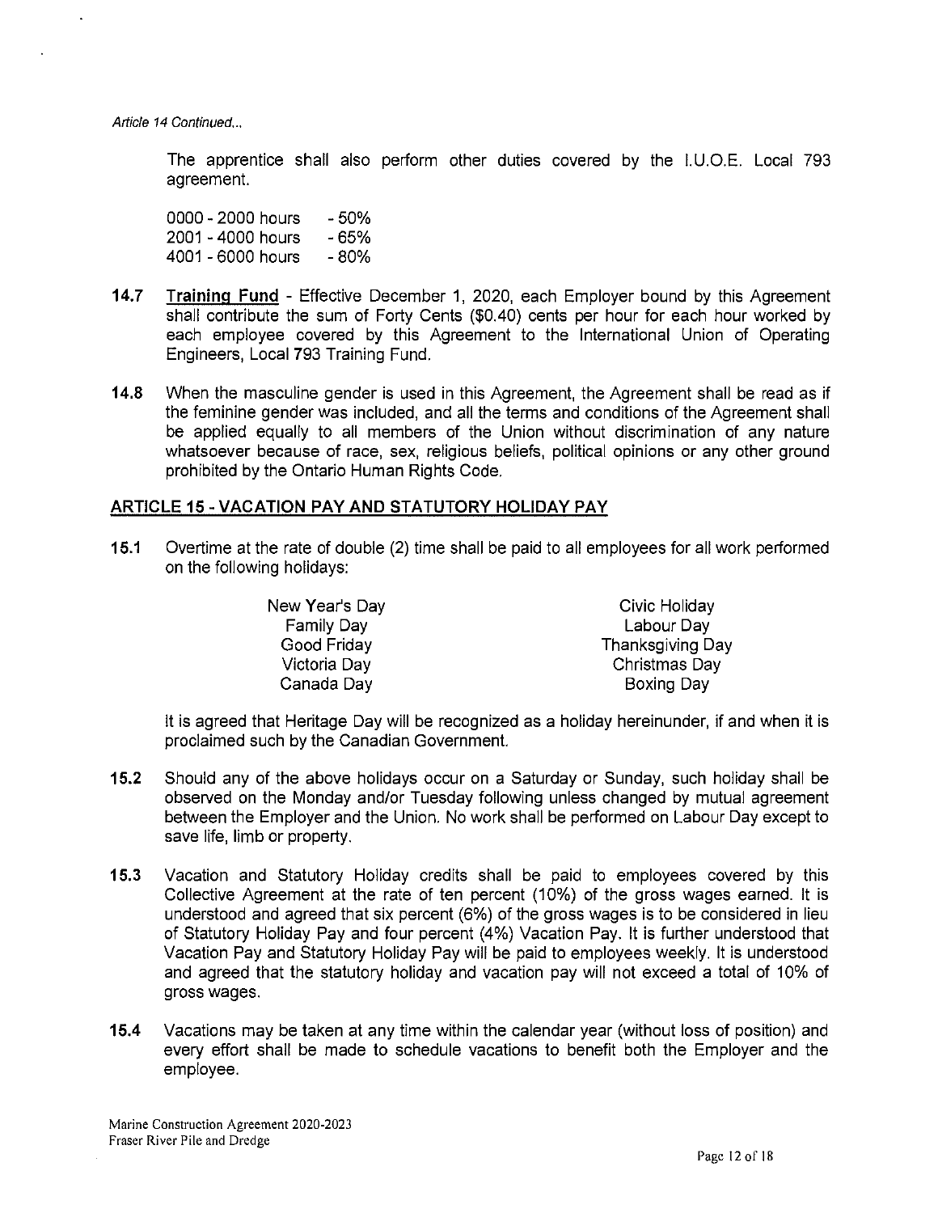*Article 14 Continued...*

The apprentice shall also perform other duties covered by the I.U.O.E. Local 793 agreement.

0000 - 2000 hours - 50%
2001 - 4000 hours - 65%
4001 - 6000 hours - 80%

**14.7** **Training Fund** - Effective December 1, 2020, each Employer bound by this Agreement shall contribute the sum of Forty Cents ($0.40) cents per hour for each hour worked by each employee covered by this Agreement to the International Union of Operating Engineers, Local 793 Training Fund.

**14.8** When the masculine gender is used in this Agreement, the Agreement shall be read as if the feminine gender was included, and all the terms and conditions of the Agreement shall be applied equally to all members of the Union without discrimination of any nature whatsoever because of race, sex, religious beliefs, political opinions or any other ground prohibited by the Ontario Human Rights Code.

## ARTICLE 15 - VACATION PAY AND STATUTORY HOLIDAY PAY

**15.1** Overtime at the rate of double (2) time shall be paid to all employees for all work performed on the following holidays:

| | |
|---|---|
| New Year's Day | Civic Holiday |
| Family Day | Labour Day |
| Good Friday | Thanksgiving Day |
| Victoria Day | Christmas Day |
| Canada Day | Boxing Day |

It is agreed that Heritage Day will be recognized as a holiday hereinunder, if and when it is proclaimed such by the Canadian Government.

**15.2** Should any of the above holidays occur on a Saturday or Sunday, such holiday shall be observed on the Monday and/or Tuesday following unless changed by mutual agreement between the Employer and the Union. No work shall be performed on Labour Day except to save life, limb or property.

**15.3** Vacation and Statutory Holiday credits shall be paid to employees covered by this Collective Agreement at the rate of ten percent (10%) of the gross wages earned. It is understood and agreed that six percent (6%) of the gross wages is to be considered in lieu of Statutory Holiday Pay and four percent (4%) Vacation Pay. It is further understood that Vacation Pay and Statutory Holiday Pay will be paid to employees weekly. It is understood and agreed that the statutory holiday and vacation pay will not exceed a total of 10% of gross wages.

**15.4** Vacations may be taken at any time within the calendar year (without loss of position) and every effort shall be made to schedule vacations to benefit both the Employer and the employee.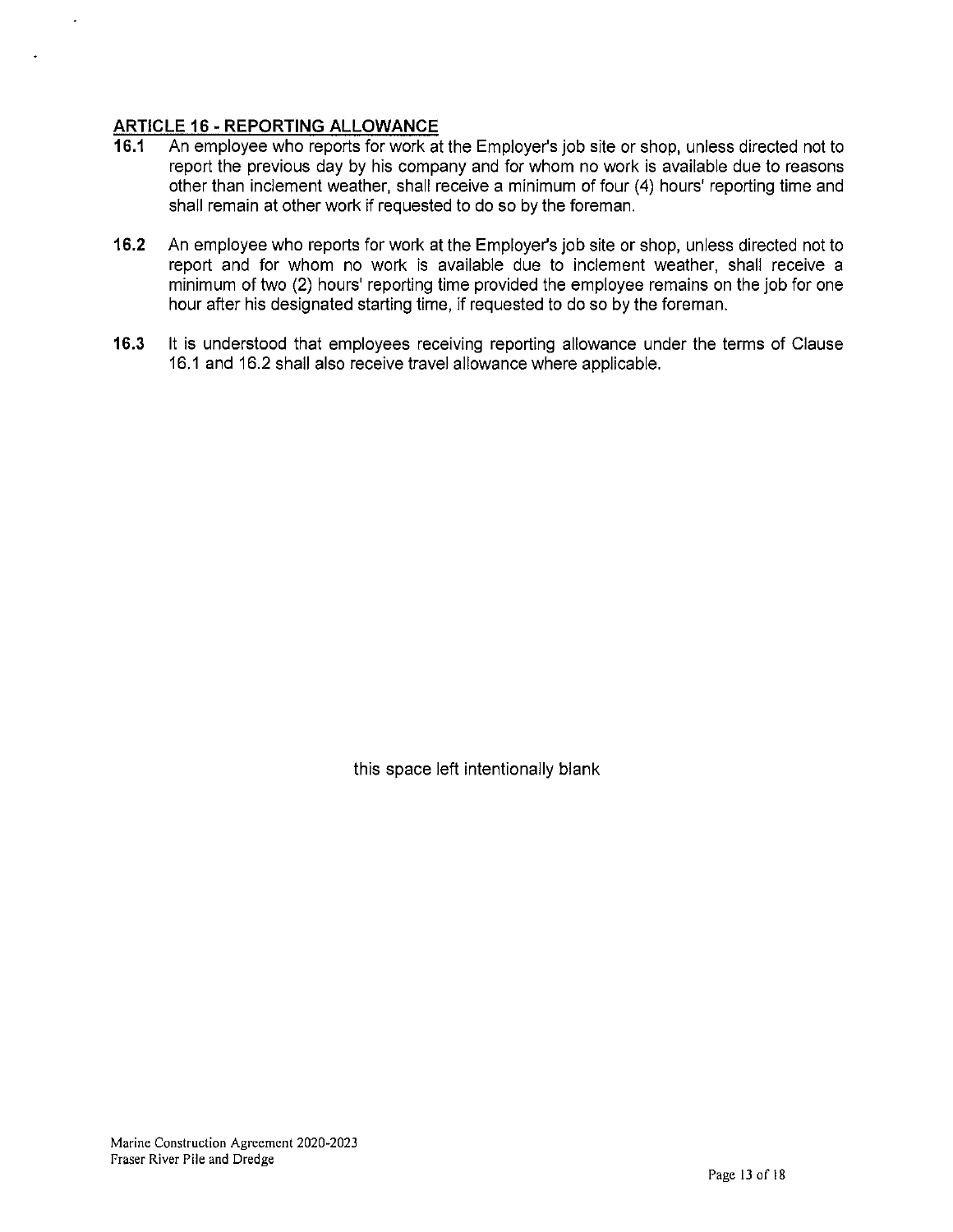## ARTICLE 16 - REPORTING ALLOWANCE

**16.1** An employee who reports for work at the Employer's job site or shop, unless directed not to report the previous day by his company and for whom no work is available due to reasons other than inclement weather, shall receive a minimum of four (4) hours' reporting time and shall remain at other work if requested to do so by the foreman.

**16.2** An employee who reports for work at the Employer's job site or shop, unless directed not to report and for whom no work is available due to inclement weather, shall receive a minimum of two (2) hours' reporting time provided the employee remains on the job for one hour after his designated starting time, if requested to do so by the foreman.

**16.3** It is understood that employees receiving reporting allowance under the terms of Clause 16.1 and 16.2 shall also receive travel allowance where applicable.

this space left intentionally blank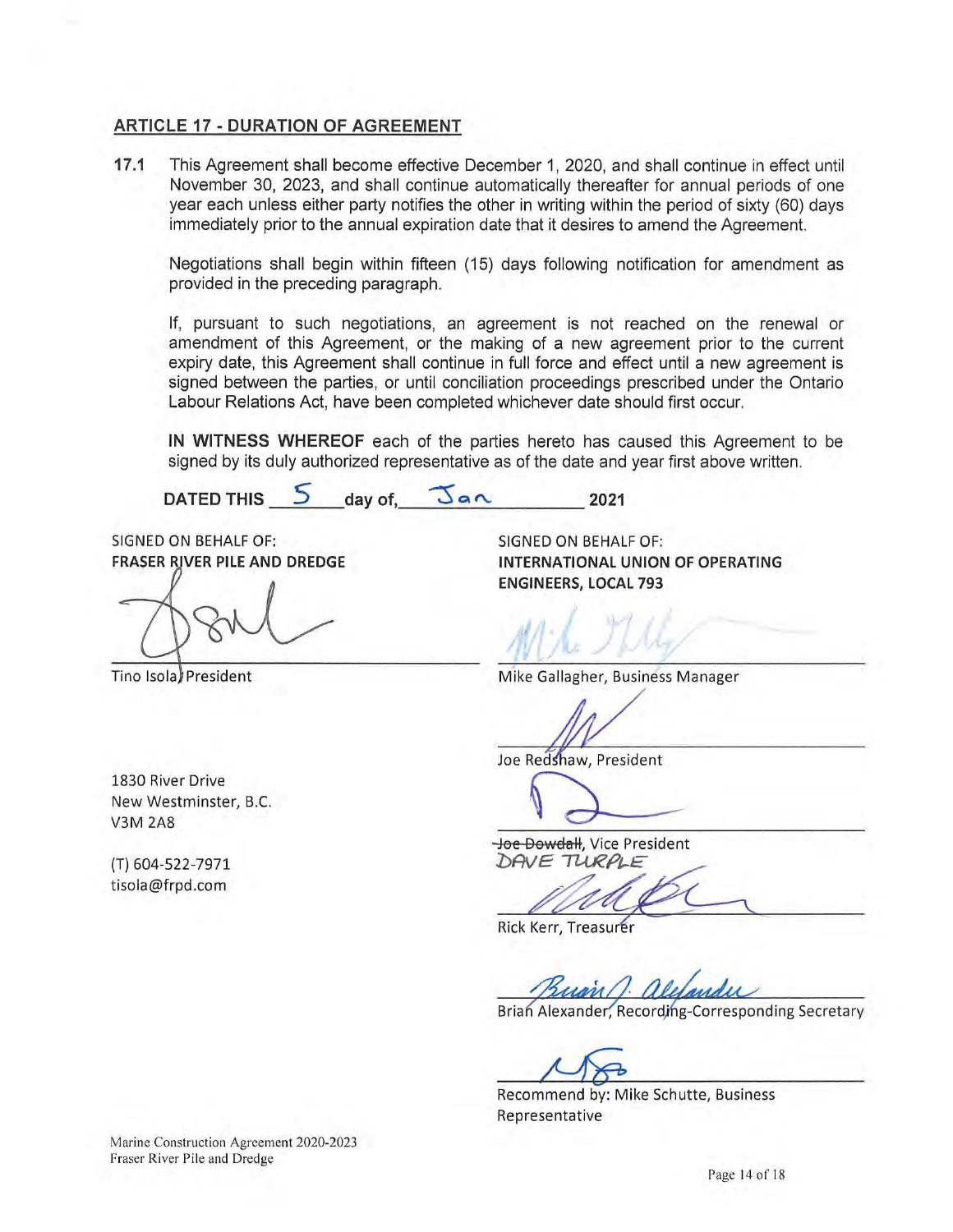## ARTICLE 17 - DURATION OF AGREEMENT

**17.1** This Agreement shall become effective December 1, 2020, and shall continue in effect until November 30, 2023, and shall continue automatically thereafter for annual periods of one year each unless either party notifies the other in writing within the period of sixty (60) days immediately prior to the annual expiration date that it desires to amend the Agreement.

Negotiations shall begin within fifteen (15) days following notification for amendment as provided in the preceding paragraph.

If, pursuant to such negotiations, an agreement is not reached on the renewal or amendment of this Agreement, or the making of a new agreement prior to the current expiry date, this Agreement shall continue in full force and effect until a new agreement is signed between the parties, or until conciliation proceedings prescribed under the Ontario Labour Relations Act, have been completed whichever date should first occur.

**IN WITNESS WHEREOF** each of the parties hereto has caused this Agreement to be signed by its duly authorized representative as of the date and year first above written.

**DATED THIS** 5 **day of,** Jan **2021**

SIGNED ON BEHALF OF:
**FRASER RIVER PILE AND DREDGE**

Tino Isola, President

1830 River Drive
New Westminster, B.C.
V3M 2A8

(T) 604-522-7971
tisola@frpd.com

SIGNED ON BEHALF OF:
**INTERNATIONAL UNION OF OPERATING ENGINEERS, LOCAL 793**

Mike Gallagher, Business Manager

Joe Redshaw, President

~~Joe Dowdall~~, Vice President
DAVE TURPLE

Rick Kerr, Treasurer

Brian Alexander, Recording-Corresponding Secretary

Recommend by: Mike Schutte, Business Representative

Marine Construction Agreement 2020-2023
Fraser River Pile and Dredge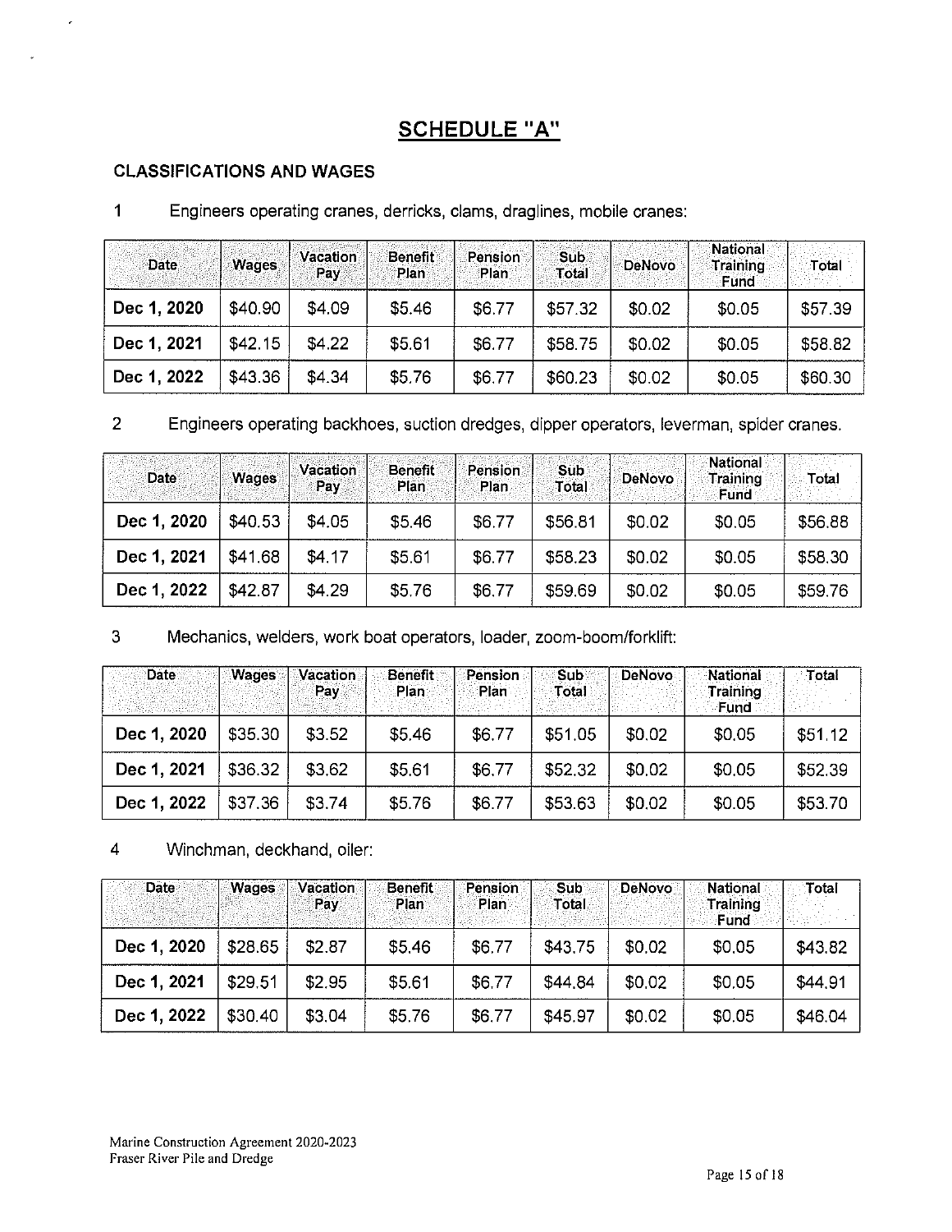# SCHEDULE "A"

## CLASSIFICATIONS AND WAGES

1 Engineers operating cranes, derricks, clams, draglines, mobile cranes:

| Date | Wages | Vacation Pay | Benefit Plan | Pension Plan | Sub Total | DeNovo | National Training Fund | Total |
|---|---|---|---|---|---|---|---|---|
| Dec 1, 2020 | $40.90 | $4.09 | $5.46 | $6.77 | $57.32 | $0.02 | $0.05 | $57.39 |
| Dec 1, 2021 | $42.15 | $4.22 | $5.61 | $6.77 | $58.75 | $0.02 | $0.05 | $58.82 |
| Dec 1, 2022 | $43.36 | $4.34 | $5.76 | $6.77 | $60.23 | $0.02 | $0.05 | $60.30 |

2 Engineers operating backhoes, suction dredges, dipper operators, leverman, spider cranes.

| Date | Wages | Vacation Pay | Benefit Plan | Pension Plan | Sub Total | DeNovo | National Training Fund | Total |
|---|---|---|---|---|---|---|---|---|
| Dec 1, 2020 | $40.53 | $4.05 | $5.46 | $6.77 | $56.81 | $0.02 | $0.05 | $56.88 |
| Dec 1, 2021 | $41.68 | $4.17 | $5.61 | $6.77 | $58.23 | $0.02 | $0.05 | $58.30 |
| Dec 1, 2022 | $42.87 | $4.29 | $5.76 | $6.77 | $59.69 | $0.02 | $0.05 | $59.76 |

3 Mechanics, welders, work boat operators, loader, zoom-boom/forklift:

| Date | Wages | Vacation Pay | Benefit Plan | Pension Plan | Sub Total | DeNovo | National Training Fund | Total |
|---|---|---|---|---|---|---|---|---|
| Dec 1, 2020 | $35.30 | $3.52 | $5.46 | $6.77 | $51.05 | $0.02 | $0.05 | $51.12 |
| Dec 1, 2021 | $36.32 | $3.62 | $5.61 | $6.77 | $52.32 | $0.02 | $0.05 | $52.39 |
| Dec 1, 2022 | $37.36 | $3.74 | $5.76 | $6.77 | $53.63 | $0.02 | $0.05 | $53.70 |

4 Winchman, deckhand, oiler:

| Date | Wages | Vacation Pay | Benefit Plan | Pension Plan | Sub Total | DeNovo | National Training Fund | Total |
|---|---|---|---|---|---|---|---|---|
| Dec 1, 2020 | $28.65 | $2.87 | $5.46 | $6.77 | $43.75 | $0.02 | $0.05 | $43.82 |
| Dec 1, 2021 | $29.51 | $2.95 | $5.61 | $6.77 | $44.84 | $0.02 | $0.05 | $44.91 |
| Dec 1, 2022 | $30.40 | $3.04 | $5.76 | $6.77 | $45.97 | $0.02 | $0.05 | $46.04 |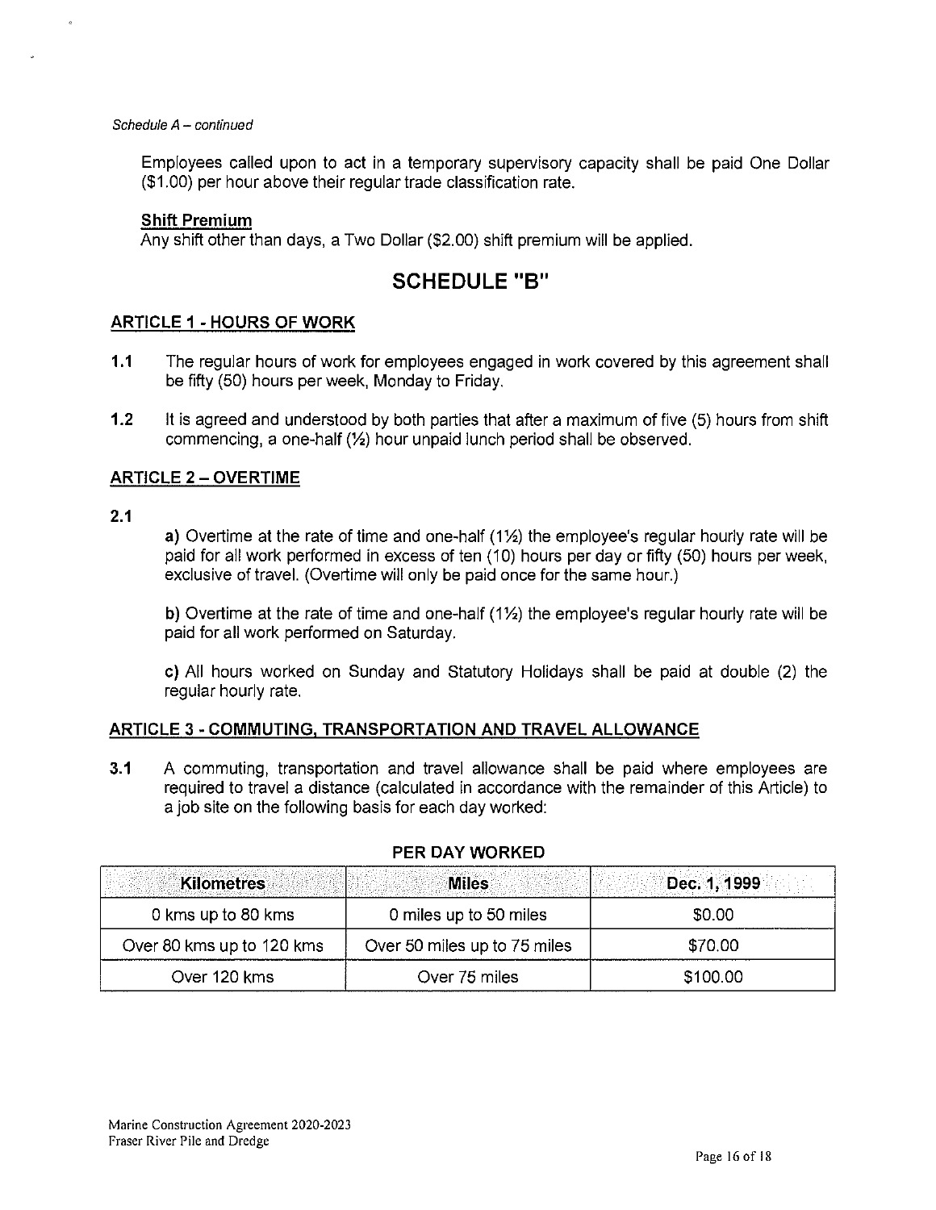*Schedule A – continued*

Employees called upon to act in a temporary supervisory capacity shall be paid One Dollar ($1.00) per hour above their regular trade classification rate.

**Shift Premium**

Any shift other than days, a Two Dollar ($2.00) shift premium will be applied.

# SCHEDULE "B"

## ARTICLE 1 - HOURS OF WORK

**1.1** The regular hours of work for employees engaged in work covered by this agreement shall be fifty (50) hours per week, Monday to Friday.

**1.2** It is agreed and understood by both parties that after a maximum of five (5) hours from shift commencing, a one-half (½) hour unpaid lunch period shall be observed.

## ARTICLE 2 – OVERTIME

**2.1**

**a)** Overtime at the rate of time and one-half (1½) the employee's regular hourly rate will be paid for all work performed in excess of ten (10) hours per day or fifty (50) hours per week, exclusive of travel. (Overtime will only be paid once for the same hour.)

**b)** Overtime at the rate of time and one-half (1½) the employee's regular hourly rate will be paid for all work performed on Saturday.

**c)** All hours worked on Sunday and Statutory Holidays shall be paid at double (2) the regular hourly rate.

## ARTICLE 3 - COMMUTING, TRANSPORTATION AND TRAVEL ALLOWANCE

**3.1** A commuting, transportation and travel allowance shall be paid where employees are required to travel a distance (calculated in accordance with the remainder of this Article) to a job site on the following basis for each day worked:

**PER DAY WORKED**

| Kilometres | Miles | Dec. 1, 1999 |
|---|---|---|
| 0 kms up to 80 kms | 0 miles up to 50 miles | $0.00 |
| Over 80 kms up to 120 kms | Over 50 miles up to 75 miles | $70.00 |
| Over 120 kms | Over 75 miles | $100.00 |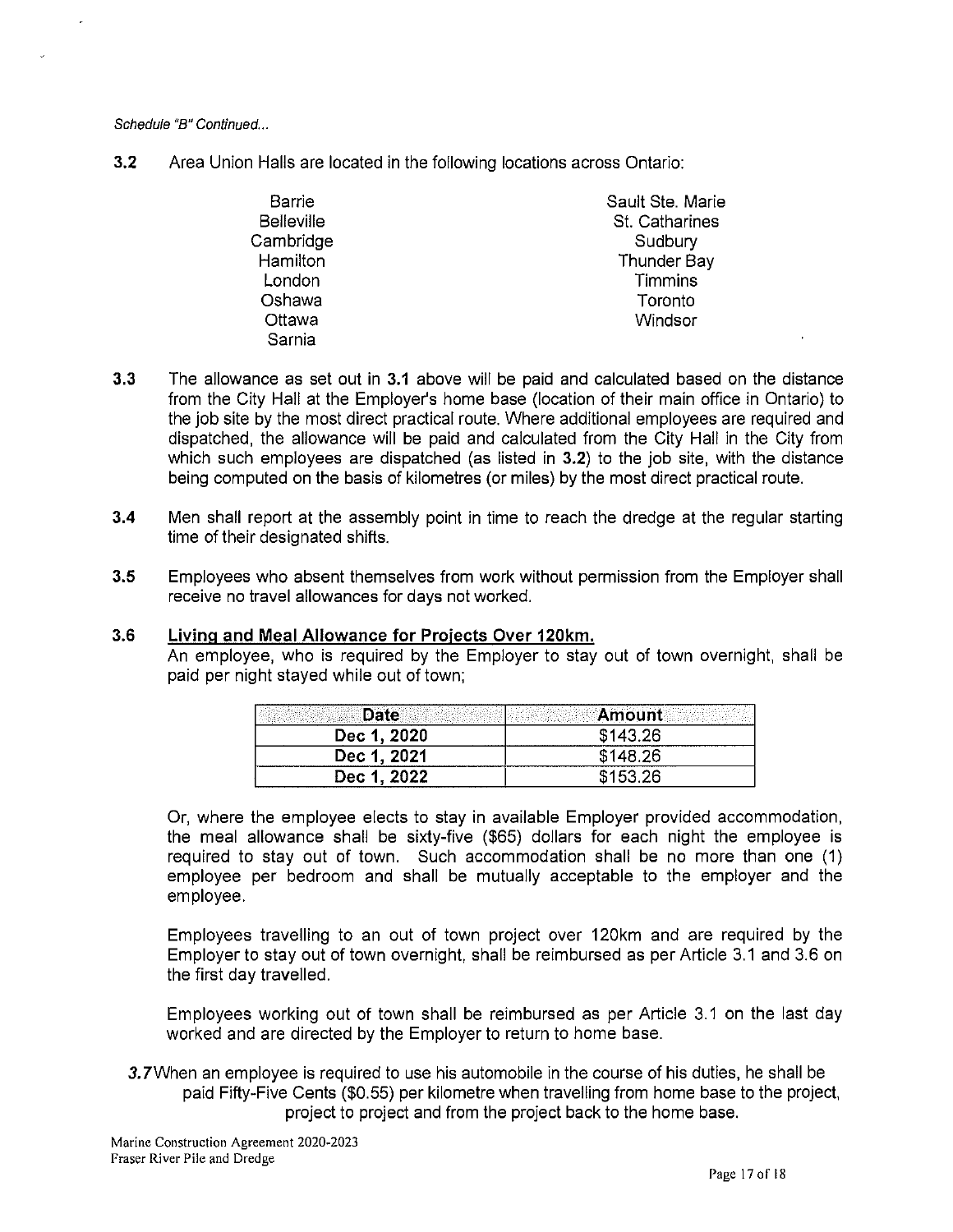*Schedule "B" Continued...*

**3.2** Area Union Halls are located in the following locations across Ontario:

- Barrie
- Belleville
- Cambridge
- Hamilton
- London
- Oshawa
- Ottawa
- Sarnia
- Sault Ste. Marie
- St. Catharines
- Sudbury
- Thunder Bay
- Timmins
- Toronto
- Windsor

**3.3** The allowance as set out in **3.1** above will be paid and calculated based on the distance from the City Hall at the Employer's home base (location of their main office in Ontario) to the job site by the most direct practical route. Where additional employees are required and dispatched, the allowance will be paid and calculated from the City Hall in the City from which such employees are dispatched (as listed in **3.2**) to the job site, with the distance being computed on the basis of kilometres (or miles) by the most direct practical route.

**3.4** Men shall report at the assembly point in time to reach the dredge at the regular starting time of their designated shifts.

**3.5** Employees who absent themselves from work without permission from the Employer shall receive no travel allowances for days not worked.

**3.6** **<u>Living and Meal Allowance for Projects Over 120km.</u>**

An employee, who is required by the Employer to stay out of town overnight, shall be paid per night stayed while out of town;

| Date | Amount |
|---|---|
| Dec 1, 2020 | $143.26 |
| Dec 1, 2021 | $148.26 |
| Dec 1, 2022 | $153.26 |

Or, where the employee elects to stay in available Employer provided accommodation, the meal allowance shall be sixty-five ($65) dollars for each night the employee is required to stay out of town. Such accommodation shall be no more than one (1) employee per bedroom and shall be mutually acceptable to the employer and the employee.

Employees travelling to an out of town project over 120km and are required by the Employer to stay out of town overnight, shall be reimbursed as per Article 3.1 and 3.6 on the first day travelled.

Employees working out of town shall be reimbursed as per Article 3.1 on the last day worked and are directed by the Employer to return to home base.

***3.7*** When an employee is required to use his automobile in the course of his duties, he shall be paid Fifty-Five Cents ($0.55) per kilometre when travelling from home base to the project, project to project and from the project back to the home base.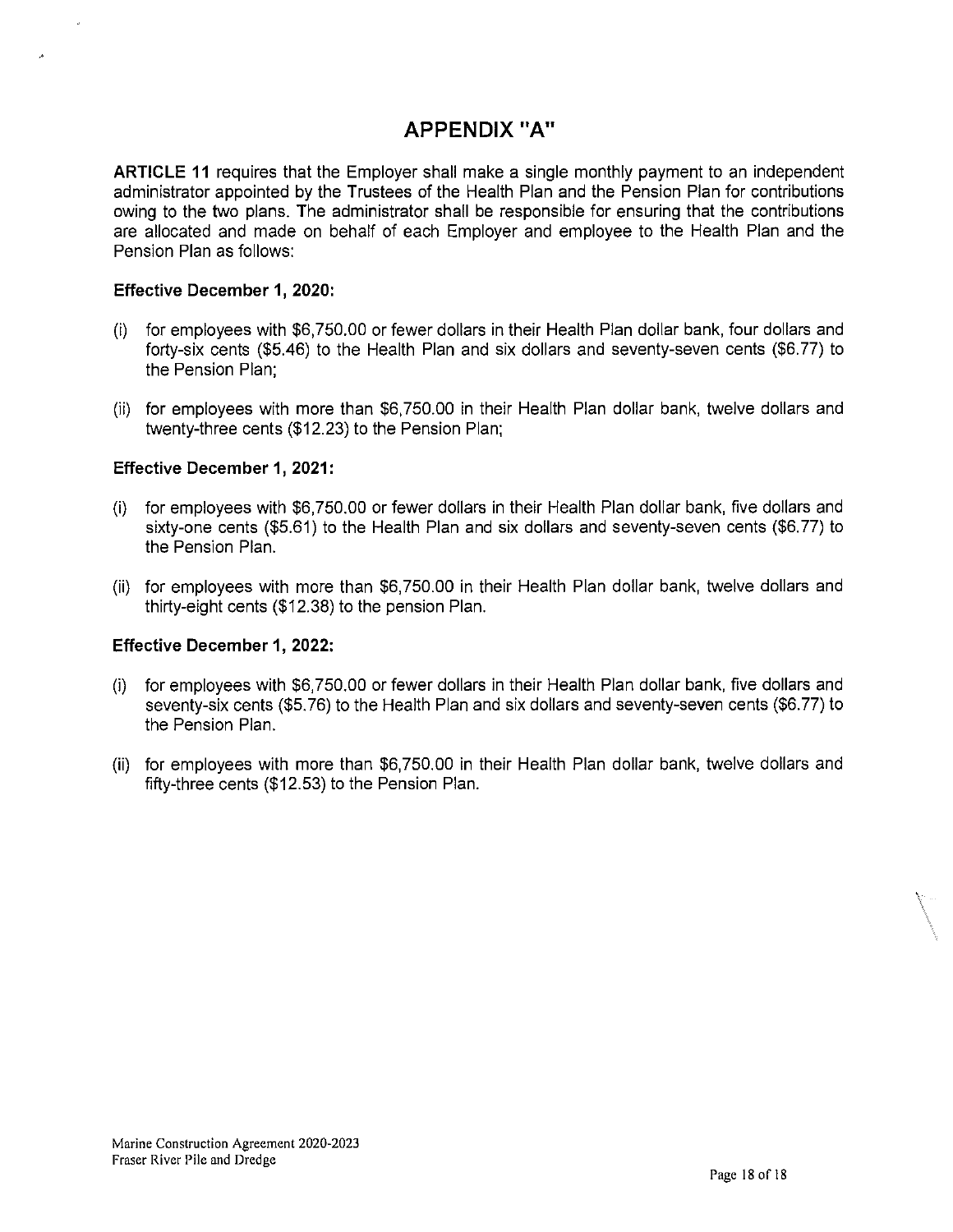# APPENDIX "A"

**ARTICLE 11** requires that the Employer shall make a single monthly payment to an independent administrator appointed by the Trustees of the Health Plan and the Pension Plan for contributions owing to the two plans. The administrator shall be responsible for ensuring that the contributions are allocated and made on behalf of each Employer and employee to the Health Plan and the Pension Plan as follows:

**Effective December 1, 2020:**

(i) for employees with $6,750.00 or fewer dollars in their Health Plan dollar bank, four dollars and forty-six cents ($5.46) to the Health Plan and six dollars and seventy-seven cents ($6.77) to the Pension Plan;

(ii) for employees with more than $6,750.00 in their Health Plan dollar bank, twelve dollars and twenty-three cents ($12.23) to the Pension Plan;

**Effective December 1, 2021:**

(i) for employees with $6,750.00 or fewer dollars in their Health Plan dollar bank, five dollars and sixty-one cents ($5.61) to the Health Plan and six dollars and seventy-seven cents ($6.77) to the Pension Plan.

(ii) for employees with more than $6,750.00 in their Health Plan dollar bank, twelve dollars and thirty-eight cents ($12.38) to the pension Plan.

**Effective December 1, 2022:**

(i) for employees with $6,750.00 or fewer dollars in their Health Plan dollar bank, five dollars and seventy-six cents ($5.76) to the Health Plan and six dollars and seventy-seven cents ($6.77) to the Pension Plan.

(ii) for employees with more than $6,750.00 in their Health Plan dollar bank, twelve dollars and fifty-three cents ($12.53) to the Pension Plan.

Marine Construction Agreement 2020-2023
Fraser River Pile and Dredge